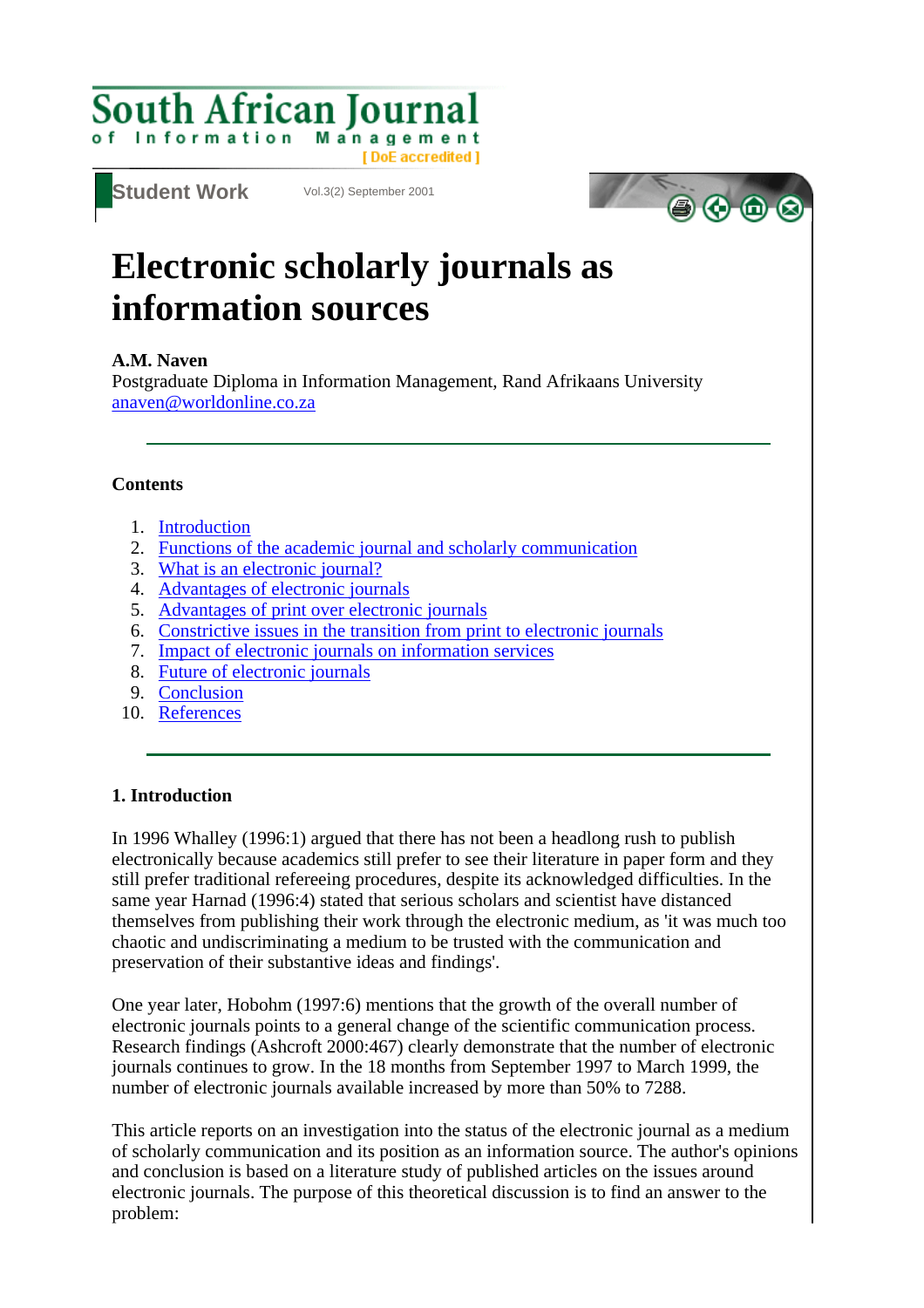South African Journal of Information Management [ DoE accredited ]

Student Work

# Electronic scholarly journals as information sources

**A.M. Naven**
Postgraduate Diploma in Information Management, Rand Afrikaans University
anaven@worldonline.co.za

---

**Contents**

1. Introduction
2. Functions of the academic journal and scholarly communication
3. What is an electronic journal?
4. Advantages of electronic journals
5. Advantages of print over electronic journals
6. Constrictive issues in the transition from print to electronic journals
7. Impact of electronic journals on information services
8. Future of electronic journals
9. Conclusion
10. References

---

## 1. Introduction

In 1996 Whalley (1996:1) argued that there has not been a headlong rush to publish electronically because academics still prefer to see their literature in paper form and they still prefer traditional refereeing procedures, despite its acknowledged difficulties. In the same year Harnad (1996:4) stated that serious scholars and scientist have distanced themselves from publishing their work through the electronic medium, as 'it was much too chaotic and undiscriminating a medium to be trusted with the communication and preservation of their substantive ideas and findings'.

One year later, Hobohm (1997:6) mentions that the growth of the overall number of electronic journals points to a general change of the scientific communication process. Research findings (Ashcroft 2000:467) clearly demonstrate that the number of electronic journals continues to grow. In the 18 months from September 1997 to March 1999, the number of electronic journals available increased by more than 50% to 7288.

This article reports on an investigation into the status of the electronic journal as a medium of scholarly communication and its position as an information source. The author's opinions and conclusion is based on a literature study of published articles on the issues around electronic journals. The purpose of this theoretical discussion is to find an answer to the problem: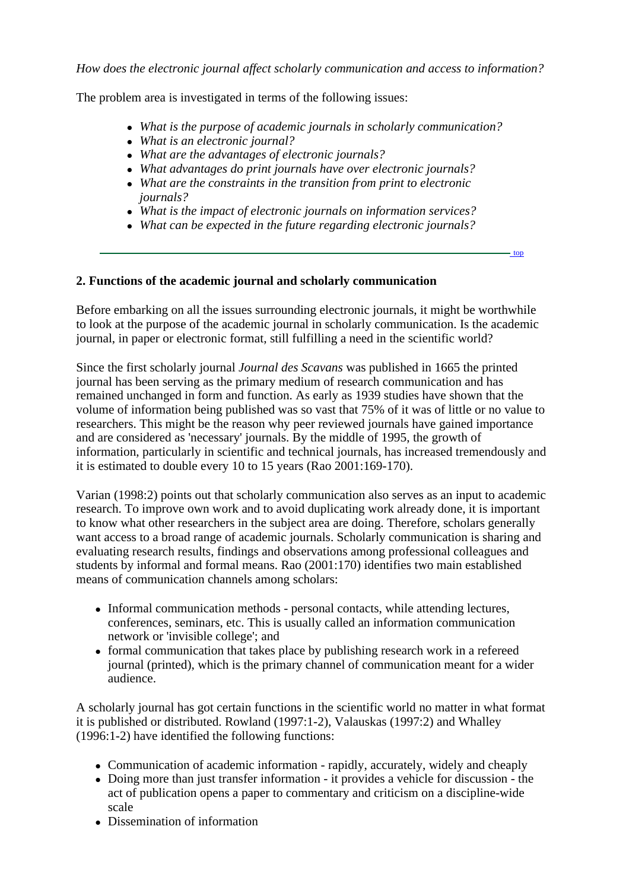*How does the electronic journal affect scholarly communication and access to information?*

The problem area is investigated in terms of the following issues:

- *What is the purpose of academic journals in scholarly communication?*
- *What is an electronic journal?*
- *What are the advantages of electronic journals?*
- *What advantages do print journals have over electronic journals?*
- *What are the constraints in the transition from print to electronic journals?*
- *What is the impact of electronic journals on information services?*
- *What can be expected in the future regarding electronic journals?*

---

top

## 2. Functions of the academic journal and scholarly communication

Before embarking on all the issues surrounding electronic journals, it might be worthwhile to look at the purpose of the academic journal in scholarly communication. Is the academic journal, in paper or electronic format, still fulfilling a need in the scientific world?

Since the first scholarly journal *Journal des Scavans* was published in 1665 the printed journal has been serving as the primary medium of research communication and has remained unchanged in form and function. As early as 1939 studies have shown that the volume of information being published was so vast that 75% of it was of little or no value to researchers. This might be the reason why peer reviewed journals have gained importance and are considered as 'necessary' journals. By the middle of 1995, the growth of information, particularly in scientific and technical journals, has increased tremendously and it is estimated to double every 10 to 15 years (Rao 2001:169-170).

Varian (1998:2) points out that scholarly communication also serves as an input to academic research. To improve own work and to avoid duplicating work already done, it is important to know what other researchers in the subject area are doing. Therefore, scholars generally want access to a broad range of academic journals. Scholarly communication is sharing and evaluating research results, findings and observations among professional colleagues and students by informal and formal means. Rao (2001:170) identifies two main established means of communication channels among scholars:

- Informal communication methods - personal contacts, while attending lectures, conferences, seminars, etc. This is usually called an information communication network or 'invisible college'; and
- formal communication that takes place by publishing research work in a refereed journal (printed), which is the primary channel of communication meant for a wider audience.

A scholarly journal has got certain functions in the scientific world no matter in what format it is published or distributed. Rowland (1997:1-2), Valauskas (1997:2) and Whalley (1996:1-2) have identified the following functions:

- Communication of academic information - rapidly, accurately, widely and cheaply
- Doing more than just transfer information - it provides a vehicle for discussion - the act of publication opens a paper to commentary and criticism on a discipline-wide scale
- Dissemination of information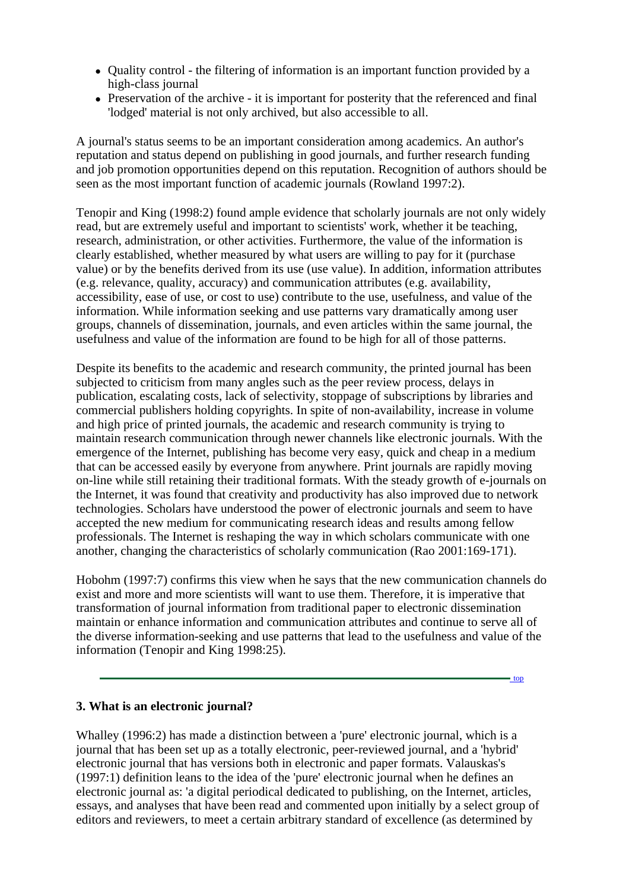- Quality control - the filtering of information is an important function provided by a high-class journal
- Preservation of the archive - it is important for posterity that the referenced and final 'lodged' material is not only archived, but also accessible to all.

A journal's status seems to be an important consideration among academics. An author's reputation and status depend on publishing in good journals, and further research funding and job promotion opportunities depend on this reputation. Recognition of authors should be seen as the most important function of academic journals (Rowland 1997:2).

Tenopir and King (1998:2) found ample evidence that scholarly journals are not only widely read, but are extremely useful and important to scientists' work, whether it be teaching, research, administration, or other activities. Furthermore, the value of the information is clearly established, whether measured by what users are willing to pay for it (purchase value) or by the benefits derived from its use (use value). In addition, information attributes (e.g. relevance, quality, accuracy) and communication attributes (e.g. availability, accessibility, ease of use, or cost to use) contribute to the use, usefulness, and value of the information. While information seeking and use patterns vary dramatically among user groups, channels of dissemination, journals, and even articles within the same journal, the usefulness and value of the information are found to be high for all of those patterns.

Despite its benefits to the academic and research community, the printed journal has been subjected to criticism from many angles such as the peer review process, delays in publication, escalating costs, lack of selectivity, stoppage of subscriptions by libraries and commercial publishers holding copyrights. In spite of non-availability, increase in volume and high price of printed journals, the academic and research community is trying to maintain research communication through newer channels like electronic journals. With the emergence of the Internet, publishing has become very easy, quick and cheap in a medium that can be accessed easily by everyone from anywhere. Print journals are rapidly moving on-line while still retaining their traditional formats. With the steady growth of e-journals on the Internet, it was found that creativity and productivity has also improved due to network technologies. Scholars have understood the power of electronic journals and seem to have accepted the new medium for communicating research ideas and results among fellow professionals. The Internet is reshaping the way in which scholars communicate with one another, changing the characteristics of scholarly communication (Rao 2001:169-171).

Hobohm (1997:7) confirms this view when he says that the new communication channels do exist and more and more scientists will want to use them. Therefore, it is imperative that transformation of journal information from traditional paper to electronic dissemination maintain or enhance information and communication attributes and continue to serve all of the diverse information-seeking and use patterns that lead to the usefulness and value of the information (Tenopir and King 1998:25).

top

### 3. What is an electronic journal?

Whalley (1996:2) has made a distinction between a 'pure' electronic journal, which is a journal that has been set up as a totally electronic, peer-reviewed journal, and a 'hybrid' electronic journal that has versions both in electronic and paper formats. Valauskas's (1997:1) definition leans to the idea of the 'pure' electronic journal when he defines an electronic journal as: 'a digital periodical dedicated to publishing, on the Internet, articles, essays, and analyses that have been read and commented upon initially by a select group of editors and reviewers, to meet a certain arbitrary standard of excellence (as determined by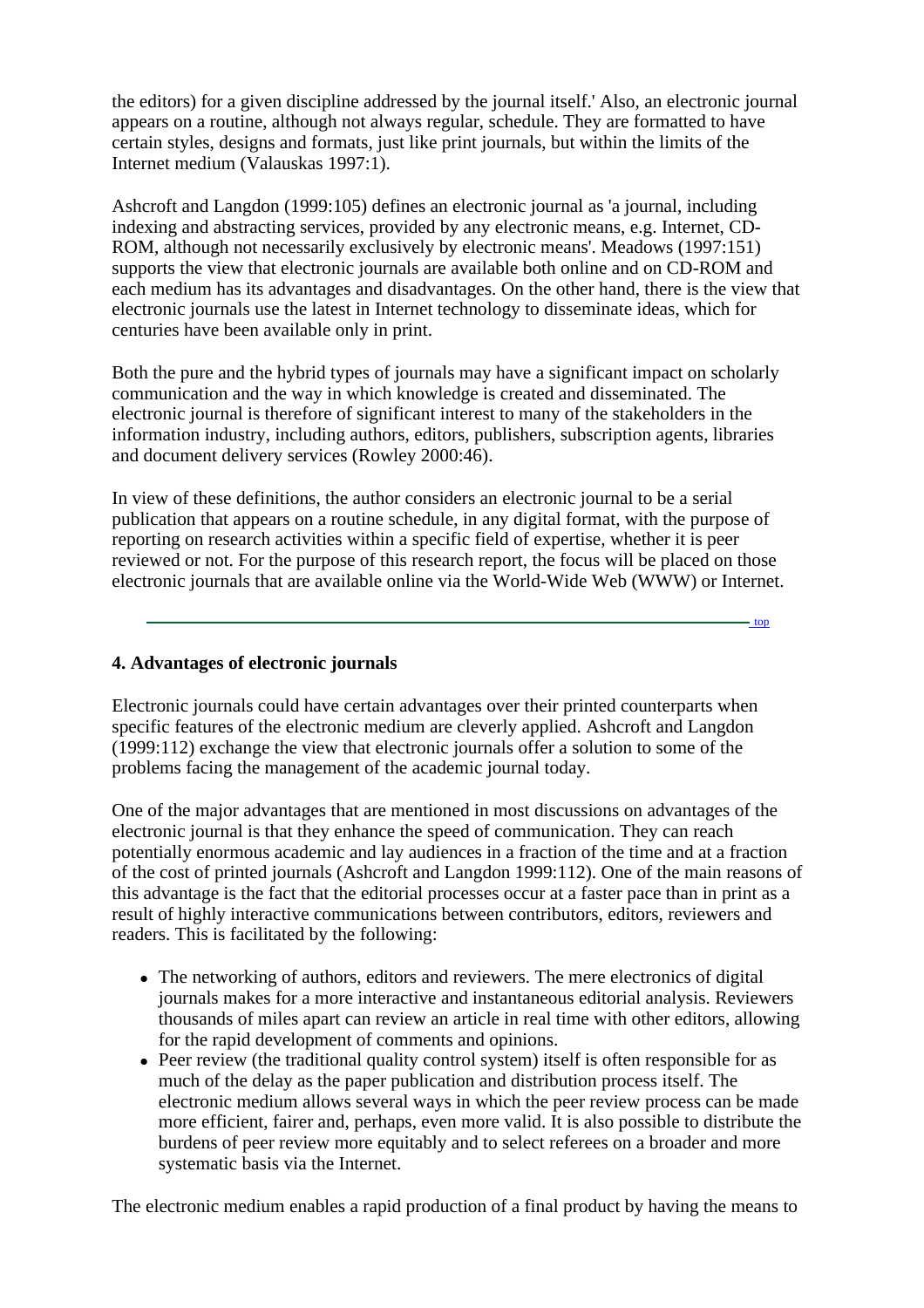the editors) for a given discipline addressed by the journal itself.' Also, an electronic journal appears on a routine, although not always regular, schedule. They are formatted to have certain styles, designs and formats, just like print journals, but within the limits of the Internet medium (Valauskas 1997:1).

Ashcroft and Langdon (1999:105) defines an electronic journal as 'a journal, including indexing and abstracting services, provided by any electronic means, e.g. Internet, CD-ROM, although not necessarily exclusively by electronic means'. Meadows (1997:151) supports the view that electronic journals are available both online and on CD-ROM and each medium has its advantages and disadvantages. On the other hand, there is the view that electronic journals use the latest in Internet technology to disseminate ideas, which for centuries have been available only in print.

Both the pure and the hybrid types of journals may have a significant impact on scholarly communication and the way in which knowledge is created and disseminated. The electronic journal is therefore of significant interest to many of the stakeholders in the information industry, including authors, editors, publishers, subscription agents, libraries and document delivery services (Rowley 2000:46).

In view of these definitions, the author considers an electronic journal to be a serial publication that appears on a routine schedule, in any digital format, with the purpose of reporting on research activities within a specific field of expertise, whether it is peer reviewed or not. For the purpose of this research report, the focus will be placed on those electronic journals that are available online via the World-Wide Web (WWW) or Internet.

top

#### 4. Advantages of electronic journals

Electronic journals could have certain advantages over their printed counterparts when specific features of the electronic medium are cleverly applied. Ashcroft and Langdon (1999:112) exchange the view that electronic journals offer a solution to some of the problems facing the management of the academic journal today.

One of the major advantages that are mentioned in most discussions on advantages of the electronic journal is that they enhance the speed of communication. They can reach potentially enormous academic and lay audiences in a fraction of the time and at a fraction of the cost of printed journals (Ashcroft and Langdon 1999:112). One of the main reasons of this advantage is the fact that the editorial processes occur at a faster pace than in print as a result of highly interactive communications between contributors, editors, reviewers and readers. This is facilitated by the following:

- The networking of authors, editors and reviewers. The mere electronics of digital journals makes for a more interactive and instantaneous editorial analysis. Reviewers thousands of miles apart can review an article in real time with other editors, allowing for the rapid development of comments and opinions.
- Peer review (the traditional quality control system) itself is often responsible for as much of the delay as the paper publication and distribution process itself. The electronic medium allows several ways in which the peer review process can be made more efficient, fairer and, perhaps, even more valid. It is also possible to distribute the burdens of peer review more equitably and to select referees on a broader and more systematic basis via the Internet.

The electronic medium enables a rapid production of a final product by having the means to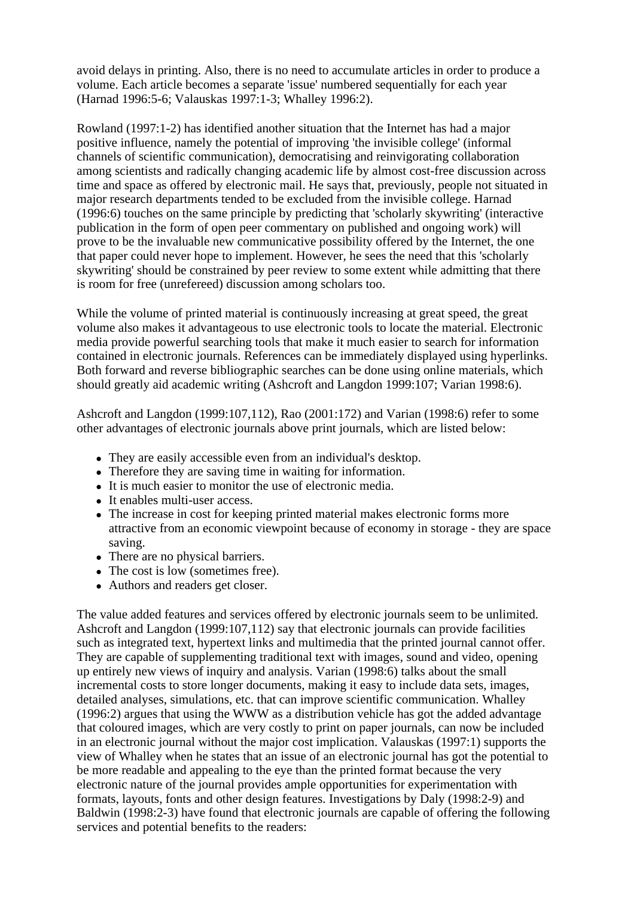avoid delays in printing. Also, there is no need to accumulate articles in order to produce a volume. Each article becomes a separate 'issue' numbered sequentially for each year (Harnad 1996:5-6; Valauskas 1997:1-3; Whalley 1996:2).

Rowland (1997:1-2) has identified another situation that the Internet has had a major positive influence, namely the potential of improving 'the invisible college' (informal channels of scientific communication), democratising and reinvigorating collaboration among scientists and radically changing academic life by almost cost-free discussion across time and space as offered by electronic mail. He says that, previously, people not situated in major research departments tended to be excluded from the invisible college. Harnad (1996:6) touches on the same principle by predicting that 'scholarly skywriting' (interactive publication in the form of open peer commentary on published and ongoing work) will prove to be the invaluable new communicative possibility offered by the Internet, the one that paper could never hope to implement. However, he sees the need that this 'scholarly skywriting' should be constrained by peer review to some extent while admitting that there is room for free (unrefereed) discussion among scholars too.

While the volume of printed material is continuously increasing at great speed, the great volume also makes it advantageous to use electronic tools to locate the material. Electronic media provide powerful searching tools that make it much easier to search for information contained in electronic journals. References can be immediately displayed using hyperlinks. Both forward and reverse bibliographic searches can be done using online materials, which should greatly aid academic writing (Ashcroft and Langdon 1999:107; Varian 1998:6).

Ashcroft and Langdon (1999:107,112), Rao (2001:172) and Varian (1998:6) refer to some other advantages of electronic journals above print journals, which are listed below:

- They are easily accessible even from an individual's desktop.
- Therefore they are saving time in waiting for information.
- It is much easier to monitor the use of electronic media.
- It enables multi-user access.
- The increase in cost for keeping printed material makes electronic forms more attractive from an economic viewpoint because of economy in storage - they are space saving.
- There are no physical barriers.
- The cost is low (sometimes free).
- Authors and readers get closer.

The value added features and services offered by electronic journals seem to be unlimited. Ashcroft and Langdon (1999:107,112) say that electronic journals can provide facilities such as integrated text, hypertext links and multimedia that the printed journal cannot offer. They are capable of supplementing traditional text with images, sound and video, opening up entirely new views of inquiry and analysis. Varian (1998:6) talks about the small incremental costs to store longer documents, making it easy to include data sets, images, detailed analyses, simulations, etc. that can improve scientific communication. Whalley (1996:2) argues that using the WWW as a distribution vehicle has got the added advantage that coloured images, which are very costly to print on paper journals, can now be included in an electronic journal without the major cost implication. Valauskas (1997:1) supports the view of Whalley when he states that an issue of an electronic journal has got the potential to be more readable and appealing to the eye than the printed format because the very electronic nature of the journal provides ample opportunities for experimentation with formats, layouts, fonts and other design features. Investigations by Daly (1998:2-9) and Baldwin (1998:2-3) have found that electronic journals are capable of offering the following services and potential benefits to the readers: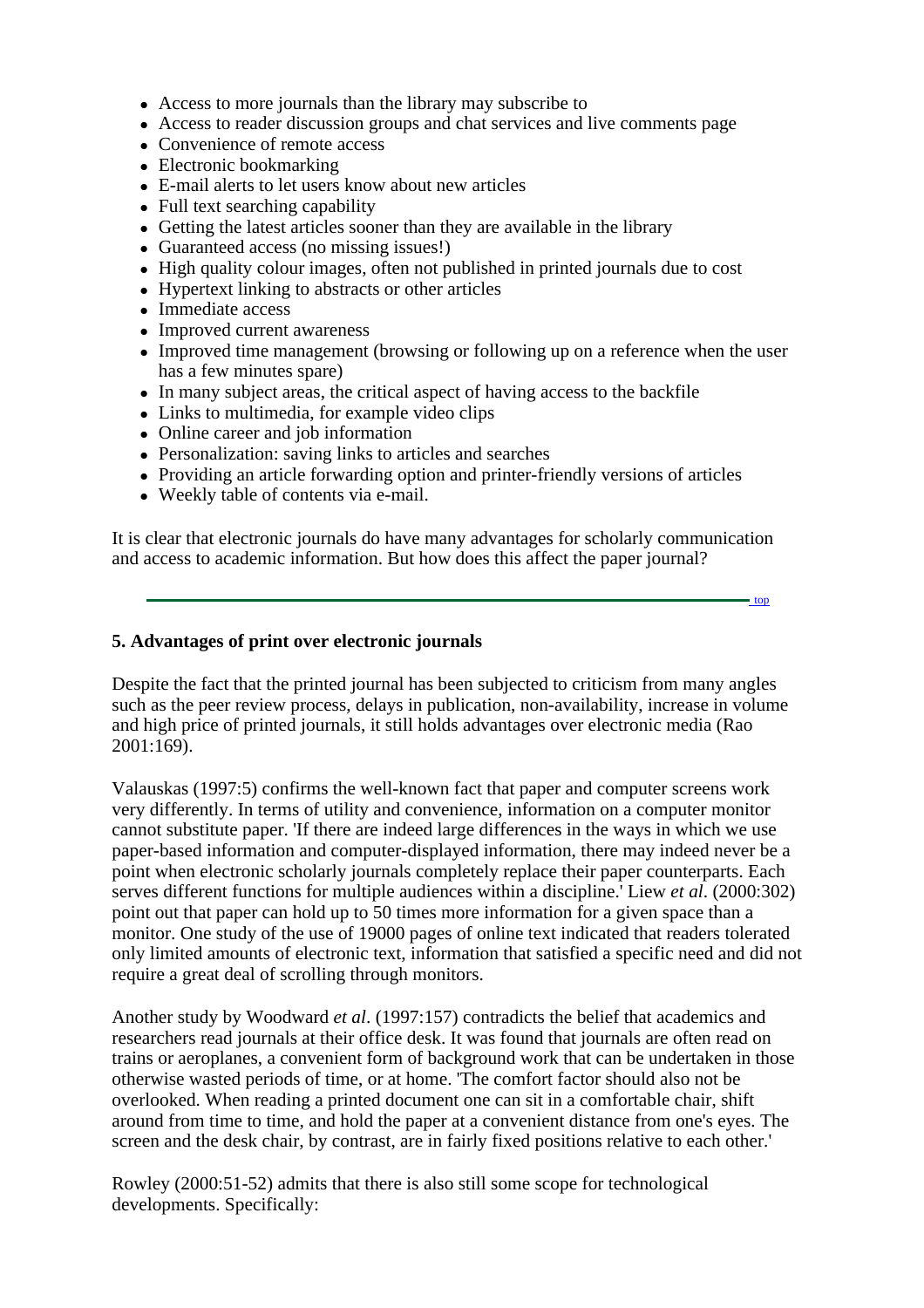- Access to more journals than the library may subscribe to
- Access to reader discussion groups and chat services and live comments page
- Convenience of remote access
- Electronic bookmarking
- E-mail alerts to let users know about new articles
- Full text searching capability
- Getting the latest articles sooner than they are available in the library
- Guaranteed access (no missing issues!)
- High quality colour images, often not published in printed journals due to cost
- Hypertext linking to abstracts or other articles
- Immediate access
- Improved current awareness
- Improved time management (browsing or following up on a reference when the user has a few minutes spare)
- In many subject areas, the critical aspect of having access to the backfile
- Links to multimedia, for example video clips
- Online career and job information
- Personalization: saving links to articles and searches
- Providing an article forwarding option and printer-friendly versions of articles
- Weekly table of contents via e-mail.

It is clear that electronic journals do have many advantages for scholarly communication and access to academic information. But how does this affect the paper journal?

top

**5. Advantages of print over electronic journals**

Despite the fact that the printed journal has been subjected to criticism from many angles such as the peer review process, delays in publication, non-availability, increase in volume and high price of printed journals, it still holds advantages over electronic media (Rao 2001:169).

Valauskas (1997:5) confirms the well-known fact that paper and computer screens work very differently. In terms of utility and convenience, information on a computer monitor cannot substitute paper. 'If there are indeed large differences in the ways in which we use paper-based information and computer-displayed information, there may indeed never be a point when electronic scholarly journals completely replace their paper counterparts. Each serves different functions for multiple audiences within a discipline.' Liew *et al*. (2000:302) point out that paper can hold up to 50 times more information for a given space than a monitor. One study of the use of 19000 pages of online text indicated that readers tolerated only limited amounts of electronic text, information that satisfied a specific need and did not require a great deal of scrolling through monitors.

Another study by Woodward *et al*. (1997:157) contradicts the belief that academics and researchers read journals at their office desk. It was found that journals are often read on trains or aeroplanes, a convenient form of background work that can be undertaken in those otherwise wasted periods of time, or at home. 'The comfort factor should also not be overlooked. When reading a printed document one can sit in a comfortable chair, shift around from time to time, and hold the paper at a convenient distance from one's eyes. The screen and the desk chair, by contrast, are in fairly fixed positions relative to each other.'

Rowley (2000:51-52) admits that there is also still some scope for technological developments. Specifically: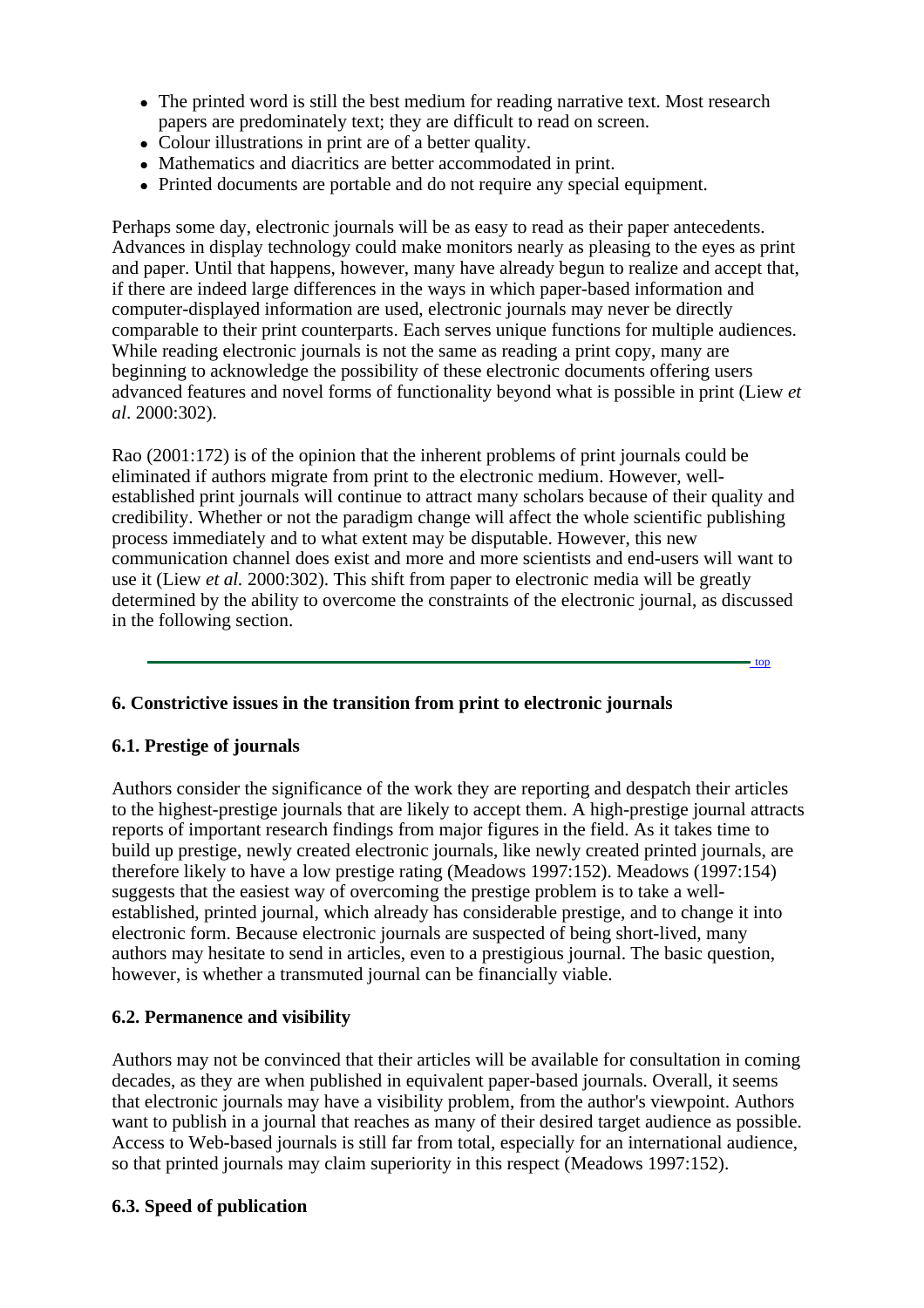- The printed word is still the best medium for reading narrative text. Most research papers are predominately text; they are difficult to read on screen.
- Colour illustrations in print are of a better quality.
- Mathematics and diacritics are better accommodated in print.
- Printed documents are portable and do not require any special equipment.

Perhaps some day, electronic journals will be as easy to read as their paper antecedents. Advances in display technology could make monitors nearly as pleasing to the eyes as print and paper. Until that happens, however, many have already begun to realize and accept that, if there are indeed large differences in the ways in which paper-based information and computer-displayed information are used, electronic journals may never be directly comparable to their print counterparts. Each serves unique functions for multiple audiences. While reading electronic journals is not the same as reading a print copy, many are beginning to acknowledge the possibility of these electronic documents offering users advanced features and novel forms of functionality beyond what is possible in print (Liew *et al*. 2000:302).

Rao (2001:172) is of the opinion that the inherent problems of print journals could be eliminated if authors migrate from print to the electronic medium. However, well-established print journals will continue to attract many scholars because of their quality and credibility. Whether or not the paradigm change will affect the whole scientific publishing process immediately and to what extent may be disputable. However, this new communication channel does exist and more and more scientists and end-users will want to use it (Liew *et al.* 2000:302). This shift from paper to electronic media will be greatly determined by the ability to overcome the constraints of the electronic journal, as discussed in the following section.

top

### 6. Constrictive issues in the transition from print to electronic journals

#### 6.1. Prestige of journals

Authors consider the significance of the work they are reporting and despatch their articles to the highest-prestige journals that are likely to accept them. A high-prestige journal attracts reports of important research findings from major figures in the field. As it takes time to build up prestige, newly created electronic journals, like newly created printed journals, are therefore likely to have a low prestige rating (Meadows 1997:152). Meadows (1997:154) suggests that the easiest way of overcoming the prestige problem is to take a well-established, printed journal, which already has considerable prestige, and to change it into electronic form. Because electronic journals are suspected of being short-lived, many authors may hesitate to send in articles, even to a prestigious journal. The basic question, however, is whether a transmuted journal can be financially viable.

#### 6.2. Permanence and visibility

Authors may not be convinced that their articles will be available for consultation in coming decades, as they are when published in equivalent paper-based journals. Overall, it seems that electronic journals may have a visibility problem, from the author's viewpoint. Authors want to publish in a journal that reaches as many of their desired target audience as possible. Access to Web-based journals is still far from total, especially for an international audience, so that printed journals may claim superiority in this respect (Meadows 1997:152).

#### 6.3. Speed of publication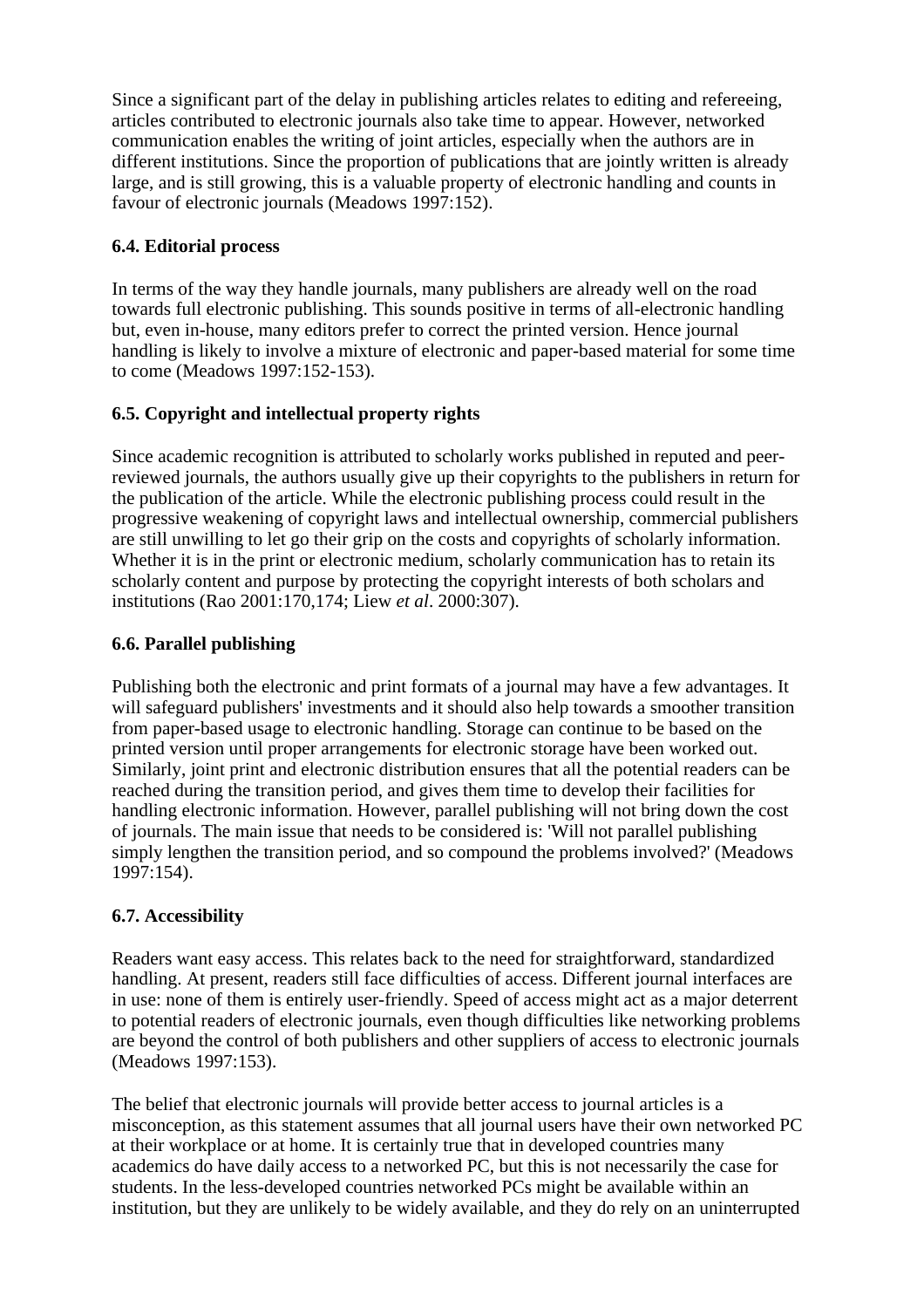Since a significant part of the delay in publishing articles relates to editing and refereeing, articles contributed to electronic journals also take time to appear. However, networked communication enables the writing of joint articles, especially when the authors are in different institutions. Since the proportion of publications that are jointly written is already large, and is still growing, this is a valuable property of electronic handling and counts in favour of electronic journals (Meadows 1997:152).

### 6.4. Editorial process

In terms of the way they handle journals, many publishers are already well on the road towards full electronic publishing. This sounds positive in terms of all-electronic handling but, even in-house, many editors prefer to correct the printed version. Hence journal handling is likely to involve a mixture of electronic and paper-based material for some time to come (Meadows 1997:152-153).

### 6.5. Copyright and intellectual property rights

Since academic recognition is attributed to scholarly works published in reputed and peer-reviewed journals, the authors usually give up their copyrights to the publishers in return for the publication of the article. While the electronic publishing process could result in the progressive weakening of copyright laws and intellectual ownership, commercial publishers are still unwilling to let go their grip on the costs and copyrights of scholarly information. Whether it is in the print or electronic medium, scholarly communication has to retain its scholarly content and purpose by protecting the copyright interests of both scholars and institutions (Rao 2001:170,174; Liew *et al*. 2000:307).

### 6.6. Parallel publishing

Publishing both the electronic and print formats of a journal may have a few advantages. It will safeguard publishers' investments and it should also help towards a smoother transition from paper-based usage to electronic handling. Storage can continue to be based on the printed version until proper arrangements for electronic storage have been worked out. Similarly, joint print and electronic distribution ensures that all the potential readers can be reached during the transition period, and gives them time to develop their facilities for handling electronic information. However, parallel publishing will not bring down the cost of journals. The main issue that needs to be considered is: 'Will not parallel publishing simply lengthen the transition period, and so compound the problems involved?' (Meadows 1997:154).

### 6.7. Accessibility

Readers want easy access. This relates back to the need for straightforward, standardized handling. At present, readers still face difficulties of access. Different journal interfaces are in use: none of them is entirely user-friendly. Speed of access might act as a major deterrent to potential readers of electronic journals, even though difficulties like networking problems are beyond the control of both publishers and other suppliers of access to electronic journals (Meadows 1997:153).

The belief that electronic journals will provide better access to journal articles is a misconception, as this statement assumes that all journal users have their own networked PC at their workplace or at home. It is certainly true that in developed countries many academics do have daily access to a networked PC, but this is not necessarily the case for students. In the less-developed countries networked PCs might be available within an institution, but they are unlikely to be widely available, and they do rely on an uninterrupted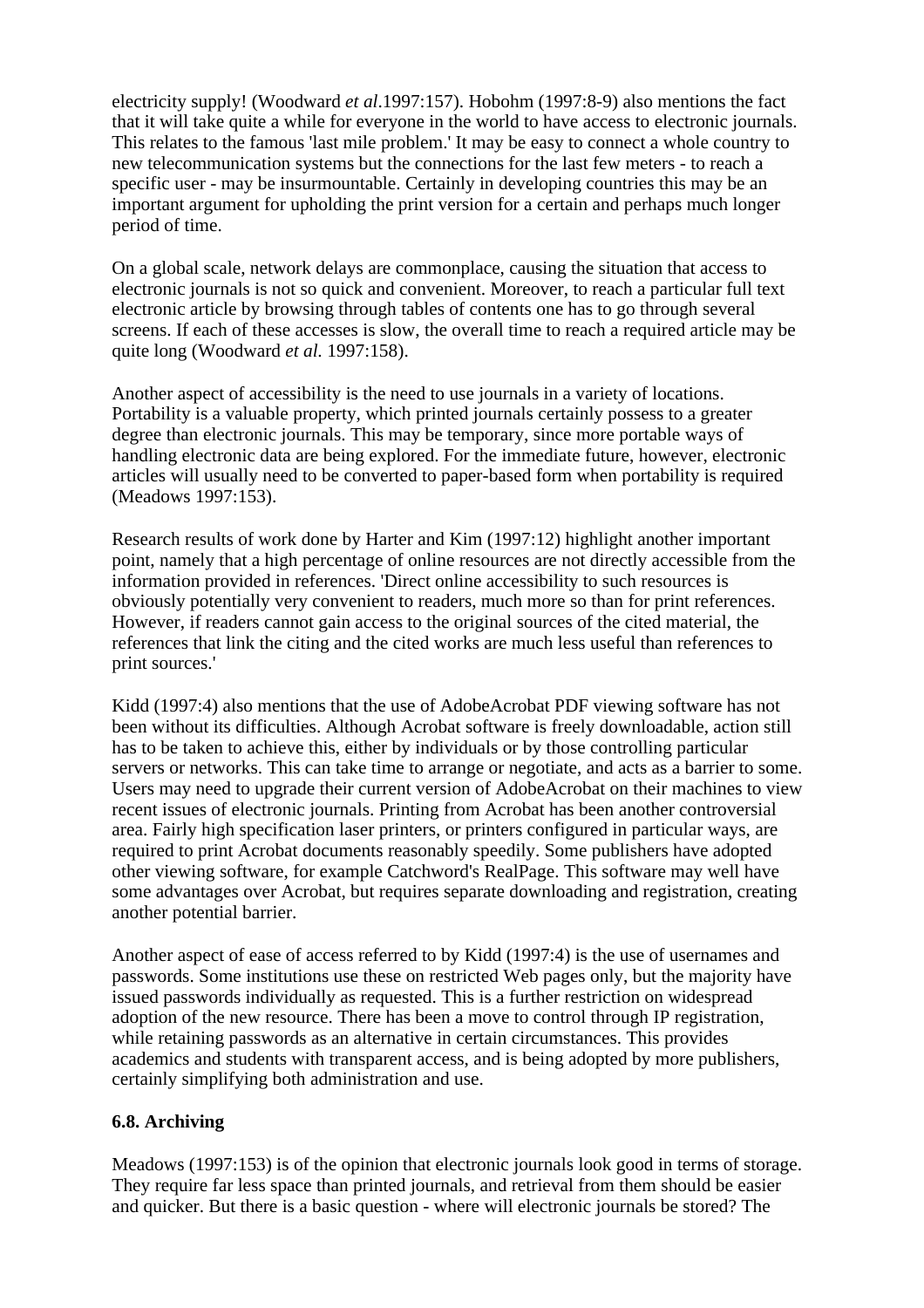electricity supply! (Woodward *et al.*1997:157). Hobohm (1997:8-9) also mentions the fact that it will take quite a while for everyone in the world to have access to electronic journals. This relates to the famous 'last mile problem.' It may be easy to connect a whole country to new telecommunication systems but the connections for the last few meters - to reach a specific user - may be insurmountable. Certainly in developing countries this may be an important argument for upholding the print version for a certain and perhaps much longer period of time.

On a global scale, network delays are commonplace, causing the situation that access to electronic journals is not so quick and convenient. Moreover, to reach a particular full text electronic article by browsing through tables of contents one has to go through several screens. If each of these accesses is slow, the overall time to reach a required article may be quite long (Woodward *et al.* 1997:158).

Another aspect of accessibility is the need to use journals in a variety of locations. Portability is a valuable property, which printed journals certainly possess to a greater degree than electronic journals. This may be temporary, since more portable ways of handling electronic data are being explored. For the immediate future, however, electronic articles will usually need to be converted to paper-based form when portability is required (Meadows 1997:153).

Research results of work done by Harter and Kim (1997:12) highlight another important point, namely that a high percentage of online resources are not directly accessible from the information provided in references. 'Direct online accessibility to such resources is obviously potentially very convenient to readers, much more so than for print references. However, if readers cannot gain access to the original sources of the cited material, the references that link the citing and the cited works are much less useful than references to print sources.'

Kidd (1997:4) also mentions that the use of AdobeAcrobat PDF viewing software has not been without its difficulties. Although Acrobat software is freely downloadable, action still has to be taken to achieve this, either by individuals or by those controlling particular servers or networks. This can take time to arrange or negotiate, and acts as a barrier to some. Users may need to upgrade their current version of AdobeAcrobat on their machines to view recent issues of electronic journals. Printing from Acrobat has been another controversial area. Fairly high specification laser printers, or printers configured in particular ways, are required to print Acrobat documents reasonably speedily. Some publishers have adopted other viewing software, for example Catchword's RealPage. This software may well have some advantages over Acrobat, but requires separate downloading and registration, creating another potential barrier.

Another aspect of ease of access referred to by Kidd (1997:4) is the use of usernames and passwords. Some institutions use these on restricted Web pages only, but the majority have issued passwords individually as requested. This is a further restriction on widespread adoption of the new resource. There has been a move to control through IP registration, while retaining passwords as an alternative in certain circumstances. This provides academics and students with transparent access, and is being adopted by more publishers, certainly simplifying both administration and use.

### 6.8. Archiving

Meadows (1997:153) is of the opinion that electronic journals look good in terms of storage. They require far less space than printed journals, and retrieval from them should be easier and quicker. But there is a basic question - where will electronic journals be stored? The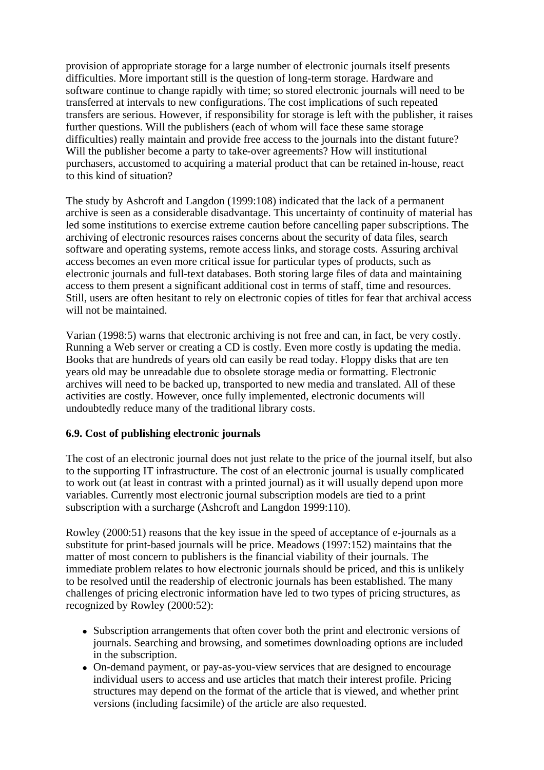provision of appropriate storage for a large number of electronic journals itself presents difficulties. More important still is the question of long-term storage. Hardware and software continue to change rapidly with time; so stored electronic journals will need to be transferred at intervals to new configurations. The cost implications of such repeated transfers are serious. However, if responsibility for storage is left with the publisher, it raises further questions. Will the publishers (each of whom will face these same storage difficulties) really maintain and provide free access to the journals into the distant future? Will the publisher become a party to take-over agreements? How will institutional purchasers, accustomed to acquiring a material product that can be retained in-house, react to this kind of situation?

The study by Ashcroft and Langdon (1999:108) indicated that the lack of a permanent archive is seen as a considerable disadvantage. This uncertainty of continuity of material has led some institutions to exercise extreme caution before cancelling paper subscriptions. The archiving of electronic resources raises concerns about the security of data files, search software and operating systems, remote access links, and storage costs. Assuring archival access becomes an even more critical issue for particular types of products, such as electronic journals and full-text databases. Both storing large files of data and maintaining access to them present a significant additional cost in terms of staff, time and resources. Still, users are often hesitant to rely on electronic copies of titles for fear that archival access will not be maintained.

Varian (1998:5) warns that electronic archiving is not free and can, in fact, be very costly. Running a Web server or creating a CD is costly. Even more costly is updating the media. Books that are hundreds of years old can easily be read today. Floppy disks that are ten years old may be unreadable due to obsolete storage media or formatting. Electronic archives will need to be backed up, transported to new media and translated. All of these activities are costly. However, once fully implemented, electronic documents will undoubtedly reduce many of the traditional library costs.

### 6.9. Cost of publishing electronic journals

The cost of an electronic journal does not just relate to the price of the journal itself, but also to the supporting IT infrastructure. The cost of an electronic journal is usually complicated to work out (at least in contrast with a printed journal) as it will usually depend upon more variables. Currently most electronic journal subscription models are tied to a print subscription with a surcharge (Ashcroft and Langdon 1999:110).

Rowley (2000:51) reasons that the key issue in the speed of acceptance of e-journals as a substitute for print-based journals will be price. Meadows (1997:152) maintains that the matter of most concern to publishers is the financial viability of their journals. The immediate problem relates to how electronic journals should be priced, and this is unlikely to be resolved until the readership of electronic journals has been established. The many challenges of pricing electronic information have led to two types of pricing structures, as recognized by Rowley (2000:52):

- Subscription arrangements that often cover both the print and electronic versions of journals. Searching and browsing, and sometimes downloading options are included in the subscription.
- On-demand payment, or pay-as-you-view services that are designed to encourage individual users to access and use articles that match their interest profile. Pricing structures may depend on the format of the article that is viewed, and whether print versions (including facsimile) of the article are also requested.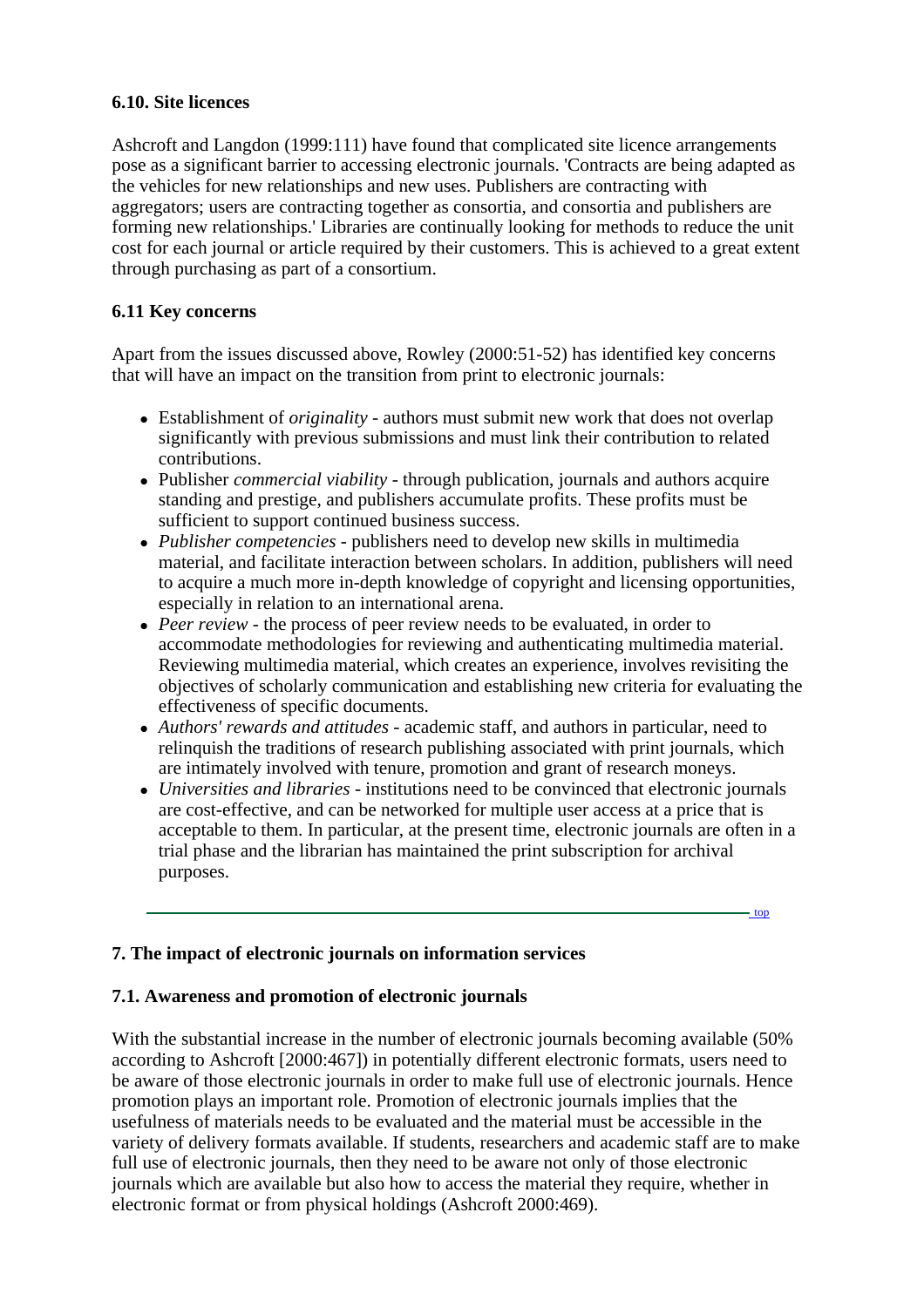### 6.10. Site licences

Ashcroft and Langdon (1999:111) have found that complicated site licence arrangements pose as a significant barrier to accessing electronic journals. 'Contracts are being adapted as the vehicles for new relationships and new uses. Publishers are contracting with aggregators; users are contracting together as consortia, and consortia and publishers are forming new relationships.' Libraries are continually looking for methods to reduce the unit cost for each journal or article required by their customers. This is achieved to a great extent through purchasing as part of a consortium.

### 6.11 Key concerns

Apart from the issues discussed above, Rowley (2000:51-52) has identified key concerns that will have an impact on the transition from print to electronic journals:

- Establishment of *originality* - authors must submit new work that does not overlap significantly with previous submissions and must link their contribution to related contributions.
- Publisher *commercial viability* - through publication, journals and authors acquire standing and prestige, and publishers accumulate profits. These profits must be sufficient to support continued business success.
- *Publisher competencies* - publishers need to develop new skills in multimedia material, and facilitate interaction between scholars. In addition, publishers will need to acquire a much more in-depth knowledge of copyright and licensing opportunities, especially in relation to an international arena.
- *Peer review* - the process of peer review needs to be evaluated, in order to accommodate methodologies for reviewing and authenticating multimedia material. Reviewing multimedia material, which creates an experience, involves revisiting the objectives of scholarly communication and establishing new criteria for evaluating the effectiveness of specific documents.
- *Authors' rewards and attitudes* - academic staff, and authors in particular, need to relinquish the traditions of research publishing associated with print journals, which are intimately involved with tenure, promotion and grant of research moneys.
- *Universities and libraries* - institutions need to be convinced that electronic journals are cost-effective, and can be networked for multiple user access at a price that is acceptable to them. In particular, at the present time, electronic journals are often in a trial phase and the librarian has maintained the print subscription for archival purposes.

top

## 7. The impact of electronic journals on information services

### 7.1. Awareness and promotion of electronic journals

With the substantial increase in the number of electronic journals becoming available (50% according to Ashcroft [2000:467]) in potentially different electronic formats, users need to be aware of those electronic journals in order to make full use of electronic journals. Hence promotion plays an important role. Promotion of electronic journals implies that the usefulness of materials needs to be evaluated and the material must be accessible in the variety of delivery formats available. If students, researchers and academic staff are to make full use of electronic journals, then they need to be aware not only of those electronic journals which are available but also how to access the material they require, whether in electronic format or from physical holdings (Ashcroft 2000:469).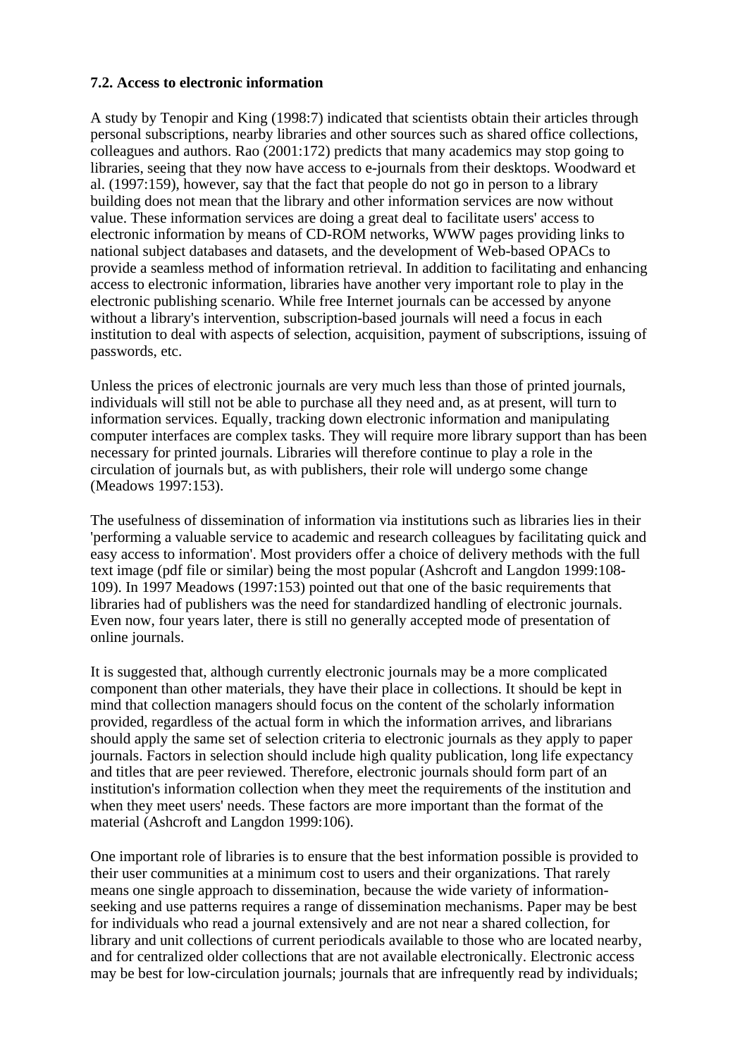### 7.2. Access to electronic information

A study by Tenopir and King (1998:7) indicated that scientists obtain their articles through personal subscriptions, nearby libraries and other sources such as shared office collections, colleagues and authors. Rao (2001:172) predicts that many academics may stop going to libraries, seeing that they now have access to e-journals from their desktops. Woodward et al. (1997:159), however, say that the fact that people do not go in person to a library building does not mean that the library and other information services are now without value. These information services are doing a great deal to facilitate users' access to electronic information by means of CD-ROM networks, WWW pages providing links to national subject databases and datasets, and the development of Web-based OPACs to provide a seamless method of information retrieval. In addition to facilitating and enhancing access to electronic information, libraries have another very important role to play in the electronic publishing scenario. While free Internet journals can be accessed by anyone without a library's intervention, subscription-based journals will need a focus in each institution to deal with aspects of selection, acquisition, payment of subscriptions, issuing of passwords, etc.

Unless the prices of electronic journals are very much less than those of printed journals, individuals will still not be able to purchase all they need and, as at present, will turn to information services. Equally, tracking down electronic information and manipulating computer interfaces are complex tasks. They will require more library support than has been necessary for printed journals. Libraries will therefore continue to play a role in the circulation of journals but, as with publishers, their role will undergo some change (Meadows 1997:153).

The usefulness of dissemination of information via institutions such as libraries lies in their 'performing a valuable service to academic and research colleagues by facilitating quick and easy access to information'. Most providers offer a choice of delivery methods with the full text image (pdf file or similar) being the most popular (Ashcroft and Langdon 1999:108-109). In 1997 Meadows (1997:153) pointed out that one of the basic requirements that libraries had of publishers was the need for standardized handling of electronic journals. Even now, four years later, there is still no generally accepted mode of presentation of online journals.

It is suggested that, although currently electronic journals may be a more complicated component than other materials, they have their place in collections. It should be kept in mind that collection managers should focus on the content of the scholarly information provided, regardless of the actual form in which the information arrives, and librarians should apply the same set of selection criteria to electronic journals as they apply to paper journals. Factors in selection should include high quality publication, long life expectancy and titles that are peer reviewed. Therefore, electronic journals should form part of an institution's information collection when they meet the requirements of the institution and when they meet users' needs. These factors are more important than the format of the material (Ashcroft and Langdon 1999:106).

One important role of libraries is to ensure that the best information possible is provided to their user communities at a minimum cost to users and their organizations. That rarely means one single approach to dissemination, because the wide variety of information-seeking and use patterns requires a range of dissemination mechanisms. Paper may be best for individuals who read a journal extensively and are not near a shared collection, for library and unit collections of current periodicals available to those who are located nearby, and for centralized older collections that are not available electronically. Electronic access may be best for low-circulation journals; journals that are infrequently read by individuals;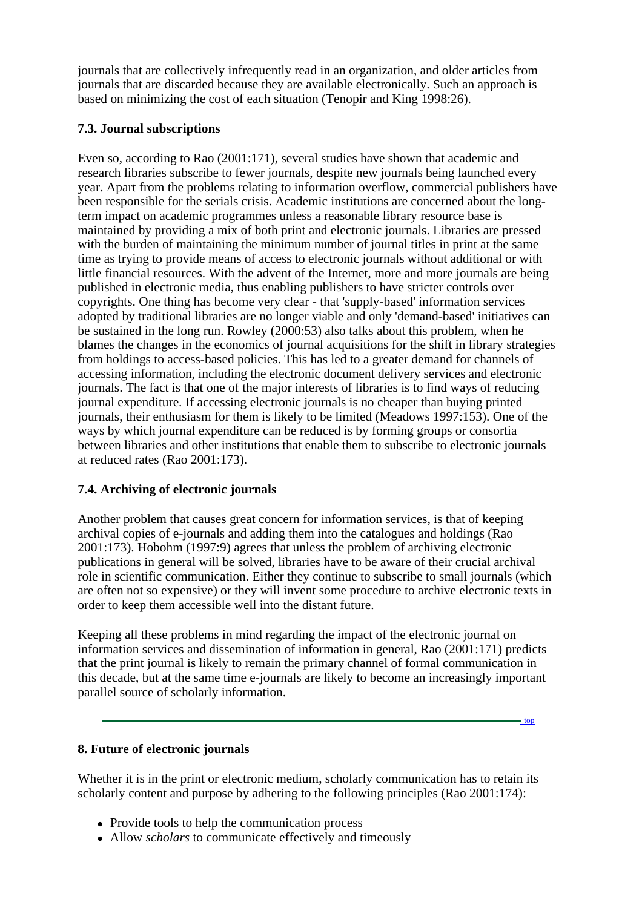journals that are collectively infrequently read in an organization, and older articles from journals that are discarded because they are available electronically. Such an approach is based on minimizing the cost of each situation (Tenopir and King 1998:26).

### 7.3. Journal subscriptions

Even so, according to Rao (2001:171), several studies have shown that academic and research libraries subscribe to fewer journals, despite new journals being launched every year. Apart from the problems relating to information overflow, commercial publishers have been responsible for the serials crisis. Academic institutions are concerned about the long-term impact on academic programmes unless a reasonable library resource base is maintained by providing a mix of both print and electronic journals. Libraries are pressed with the burden of maintaining the minimum number of journal titles in print at the same time as trying to provide means of access to electronic journals without additional or with little financial resources. With the advent of the Internet, more and more journals are being published in electronic media, thus enabling publishers to have stricter controls over copyrights. One thing has become very clear - that 'supply-based' information services adopted by traditional libraries are no longer viable and only 'demand-based' initiatives can be sustained in the long run. Rowley (2000:53) also talks about this problem, when he blames the changes in the economics of journal acquisitions for the shift in library strategies from holdings to access-based policies. This has led to a greater demand for channels of accessing information, including the electronic document delivery services and electronic journals. The fact is that one of the major interests of libraries is to find ways of reducing journal expenditure. If accessing electronic journals is no cheaper than buying printed journals, their enthusiasm for them is likely to be limited (Meadows 1997:153). One of the ways by which journal expenditure can be reduced is by forming groups or consortia between libraries and other institutions that enable them to subscribe to electronic journals at reduced rates (Rao 2001:173).

### 7.4. Archiving of electronic journals

Another problem that causes great concern for information services, is that of keeping archival copies of e-journals and adding them into the catalogues and holdings (Rao 2001:173). Hobohm (1997:9) agrees that unless the problem of archiving electronic publications in general will be solved, libraries have to be aware of their crucial archival role in scientific communication. Either they continue to subscribe to small journals (which are often not so expensive) or they will invent some procedure to archive electronic texts in order to keep them accessible well into the distant future.

Keeping all these problems in mind regarding the impact of the electronic journal on information services and dissemination of information in general, Rao (2001:171) predicts that the print journal is likely to remain the primary channel of formal communication in this decade, but at the same time e-journals are likely to become an increasingly important parallel source of scholarly information.

---

## 8. Future of electronic journals

Whether it is in the print or electronic medium, scholarly communication has to retain its scholarly content and purpose by adhering to the following principles (Rao 2001:174):

- Provide tools to help the communication process
- Allow *scholars* to communicate effectively and timeously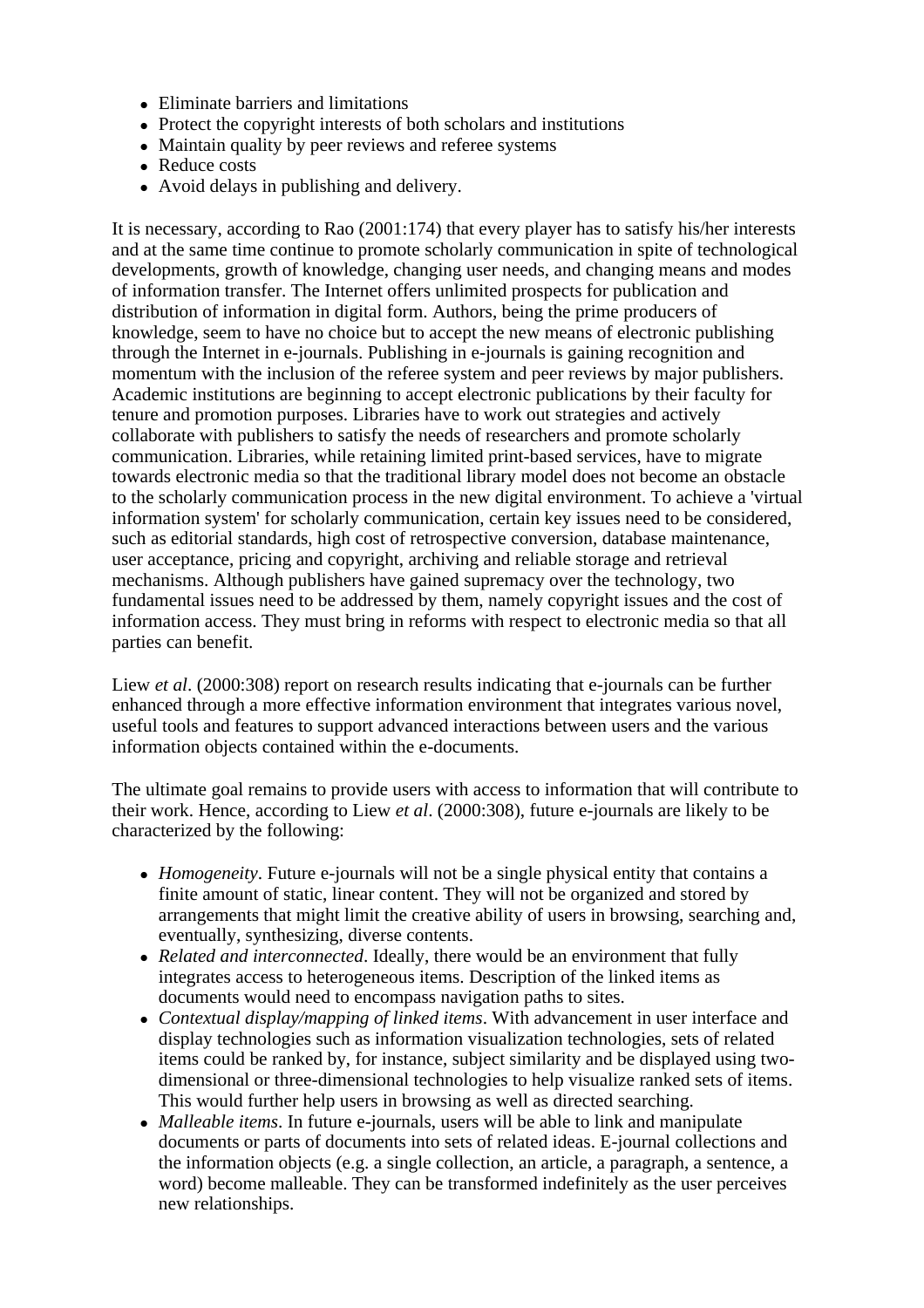- Eliminate barriers and limitations
- Protect the copyright interests of both scholars and institutions
- Maintain quality by peer reviews and referee systems
- Reduce costs
- Avoid delays in publishing and delivery.

It is necessary, according to Rao (2001:174) that every player has to satisfy his/her interests and at the same time continue to promote scholarly communication in spite of technological developments, growth of knowledge, changing user needs, and changing means and modes of information transfer. The Internet offers unlimited prospects for publication and distribution of information in digital form. Authors, being the prime producers of knowledge, seem to have no choice but to accept the new means of electronic publishing through the Internet in e-journals. Publishing in e-journals is gaining recognition and momentum with the inclusion of the referee system and peer reviews by major publishers. Academic institutions are beginning to accept electronic publications by their faculty for tenure and promotion purposes. Libraries have to work out strategies and actively collaborate with publishers to satisfy the needs of researchers and promote scholarly communication. Libraries, while retaining limited print-based services, have to migrate towards electronic media so that the traditional library model does not become an obstacle to the scholarly communication process in the new digital environment. To achieve a 'virtual information system' for scholarly communication, certain key issues need to be considered, such as editorial standards, high cost of retrospective conversion, database maintenance, user acceptance, pricing and copyright, archiving and reliable storage and retrieval mechanisms. Although publishers have gained supremacy over the technology, two fundamental issues need to be addressed by them, namely copyright issues and the cost of information access. They must bring in reforms with respect to electronic media so that all parties can benefit.

Liew *et al*. (2000:308) report on research results indicating that e-journals can be further enhanced through a more effective information environment that integrates various novel, useful tools and features to support advanced interactions between users and the various information objects contained within the e-documents.

The ultimate goal remains to provide users with access to information that will contribute to their work. Hence, according to Liew *et al*. (2000:308), future e-journals are likely to be characterized by the following:

- *Homogeneity*. Future e-journals will not be a single physical entity that contains a finite amount of static, linear content. They will not be organized and stored by arrangements that might limit the creative ability of users in browsing, searching and, eventually, synthesizing, diverse contents.
- *Related and interconnected*. Ideally, there would be an environment that fully integrates access to heterogeneous items. Description of the linked items as documents would need to encompass navigation paths to sites.
- *Contextual display/mapping of linked items*. With advancement in user interface and display technologies such as information visualization technologies, sets of related items could be ranked by, for instance, subject similarity and be displayed using two-dimensional or three-dimensional technologies to help visualize ranked sets of items. This would further help users in browsing as well as directed searching.
- *Malleable items*. In future e-journals, users will be able to link and manipulate documents or parts of documents into sets of related ideas. E-journal collections and the information objects (e.g. a single collection, an article, a paragraph, a sentence, a word) become malleable. They can be transformed indefinitely as the user perceives new relationships.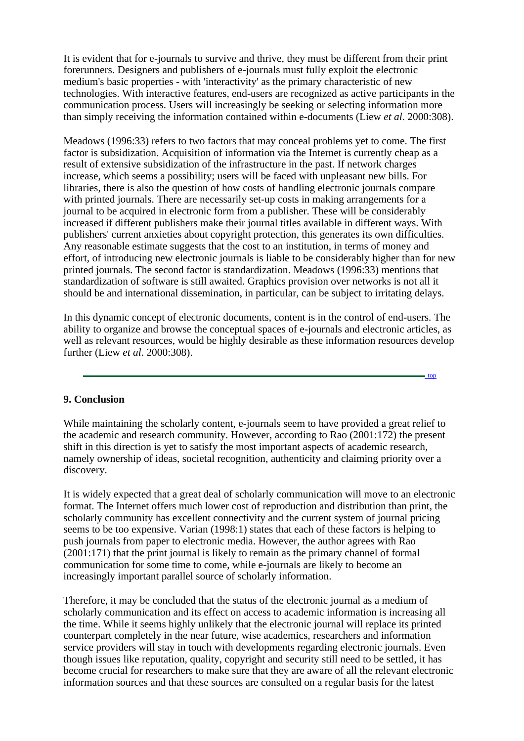It is evident that for e-journals to survive and thrive, they must be different from their print forerunners. Designers and publishers of e-journals must fully exploit the electronic medium's basic properties - with 'interactivity' as the primary characteristic of new technologies. With interactive features, end-users are recognized as active participants in the communication process. Users will increasingly be seeking or selecting information more than simply receiving the information contained within e-documents (Liew *et al*. 2000:308).

Meadows (1996:33) refers to two factors that may conceal problems yet to come. The first factor is subsidization. Acquisition of information via the Internet is currently cheap as a result of extensive subsidization of the infrastructure in the past. If network charges increase, which seems a possibility; users will be faced with unpleasant new bills. For libraries, there is also the question of how costs of handling electronic journals compare with printed journals. There are necessarily set-up costs in making arrangements for a journal to be acquired in electronic form from a publisher. These will be considerably increased if different publishers make their journal titles available in different ways. With publishers' current anxieties about copyright protection, this generates its own difficulties. Any reasonable estimate suggests that the cost to an institution, in terms of money and effort, of introducing new electronic journals is liable to be considerably higher than for new printed journals. The second factor is standardization. Meadows (1996:33) mentions that standardization of software is still awaited. Graphics provision over networks is not all it should be and international dissemination, in particular, can be subject to irritating delays.

In this dynamic concept of electronic documents, content is in the control of end-users. The ability to organize and browse the conceptual spaces of e-journals and electronic articles, as well as relevant resources, would be highly desirable as these information resources develop further (Liew *et al*. 2000:308).

top

### 9. Conclusion

While maintaining the scholarly content, e-journals seem to have provided a great relief to the academic and research community. However, according to Rao (2001:172) the present shift in this direction is yet to satisfy the most important aspects of academic research, namely ownership of ideas, societal recognition, authenticity and claiming priority over a discovery.

It is widely expected that a great deal of scholarly communication will move to an electronic format. The Internet offers much lower cost of reproduction and distribution than print, the scholarly community has excellent connectivity and the current system of journal pricing seems to be too expensive. Varian (1998:1) states that each of these factors is helping to push journals from paper to electronic media. However, the author agrees with Rao (2001:171) that the print journal is likely to remain as the primary channel of formal communication for some time to come, while e-journals are likely to become an increasingly important parallel source of scholarly information.

Therefore, it may be concluded that the status of the electronic journal as a medium of scholarly communication and its effect on access to academic information is increasing all the time. While it seems highly unlikely that the electronic journal will replace its printed counterpart completely in the near future, wise academics, researchers and information service providers will stay in touch with developments regarding electronic journals. Even though issues like reputation, quality, copyright and security still need to be settled, it has become crucial for researchers to make sure that they are aware of all the relevant electronic information sources and that these sources are consulted on a regular basis for the latest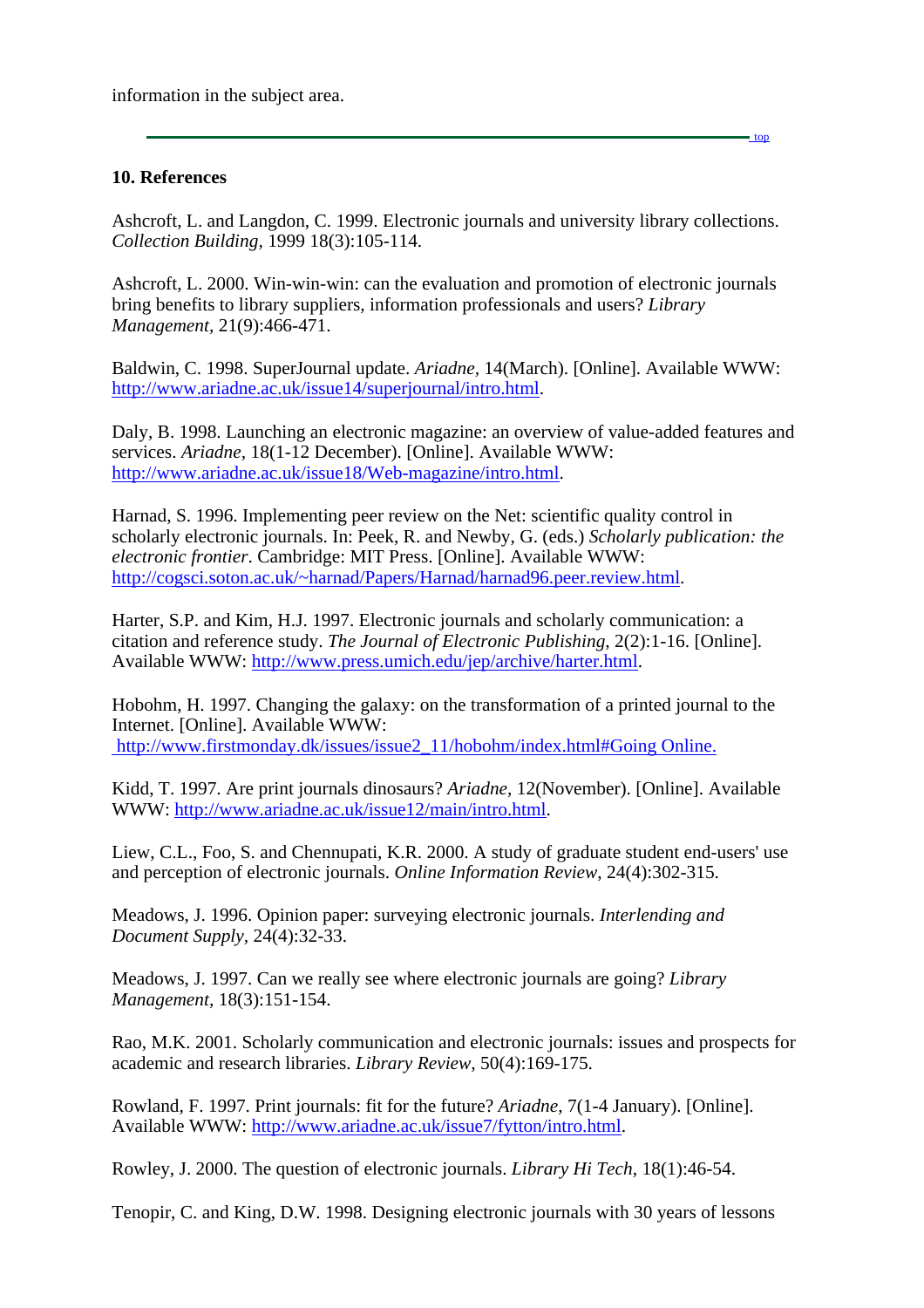information in the subject area.

---

[top](#)

### 10. References

Ashcroft, L. and Langdon, C. 1999. Electronic journals and university library collections. *Collection Building*, 1999 18(3):105-114.

Ashcroft, L. 2000. Win-win-win: can the evaluation and promotion of electronic journals bring benefits to library suppliers, information professionals and users? *Library Management*, 21(9):466-471.

Baldwin, C. 1998. SuperJournal update. *Ariadne*, 14(March). [Online]. Available WWW: [http://www.ariadne.ac.uk/issue14/superjournal/intro.html](http://www.ariadne.ac.uk/issue14/superjournal/intro.html).

Daly, B. 1998. Launching an electronic magazine: an overview of value-added features and services. *Ariadne*, 18(1-12 December). [Online]. Available WWW: [http://www.ariadne.ac.uk/issue18/Web-magazine/intro.html](http://www.ariadne.ac.uk/issue18/Web-magazine/intro.html).

Harnad, S. 1996. Implementing peer review on the Net: scientific quality control in scholarly electronic journals. In: Peek, R. and Newby, G. (eds.) *Scholarly publication: the electronic frontier*. Cambridge: MIT Press. [Online]. Available WWW: [http://cogsci.soton.ac.uk/~harnad/Papers/Harnad/harnad96.peer.review.html](http://cogsci.soton.ac.uk/~harnad/Papers/Harnad/harnad96.peer.review.html).

Harter, S.P. and Kim, H.J. 1997. Electronic journals and scholarly communication: a citation and reference study. *The Journal of Electronic Publishing*, 2(2):1-16. [Online]. Available WWW: [http://www.press.umich.edu/jep/archive/harter.html](http://www.press.umich.edu/jep/archive/harter.html).

Hobohm, H. 1997. Changing the galaxy: on the transformation of a printed journal to the Internet. [Online]. Available WWW: [http://www.firstmonday.dk/issues/issue2_11/hobohm/index.html#Going Online.](http://www.firstmonday.dk/issues/issue2_11/hobohm/index.html#Going Online.)

Kidd, T. 1997. Are print journals dinosaurs? *Ariadne*, 12(November). [Online]. Available WWW: [http://www.ariadne.ac.uk/issue12/main/intro.html](http://www.ariadne.ac.uk/issue12/main/intro.html).

Liew, C.L., Foo, S. and Chennupati, K.R. 2000. A study of graduate student end-users' use and perception of electronic journals. *Online Information Review*, 24(4):302-315.

Meadows, J. 1996. Opinion paper: surveying electronic journals. *Interlending and Document Supply*, 24(4):32-33.

Meadows, J. 1997. Can we really see where electronic journals are going? *Library Management*, 18(3):151-154.

Rao, M.K. 2001. Scholarly communication and electronic journals: issues and prospects for academic and research libraries. *Library Review*, 50(4):169-175.

Rowland, F. 1997. Print journals: fit for the future? *Ariadne*, 7(1-4 January). [Online]. Available WWW: [http://www.ariadne.ac.uk/issue7/fytton/intro.html](http://www.ariadne.ac.uk/issue7/fytton/intro.html).

Rowley, J. 2000. The question of electronic journals. *Library Hi Tech*, 18(1):46-54.

Tenopir, C. and King, D.W. 1998. Designing electronic journals with 30 years of lessons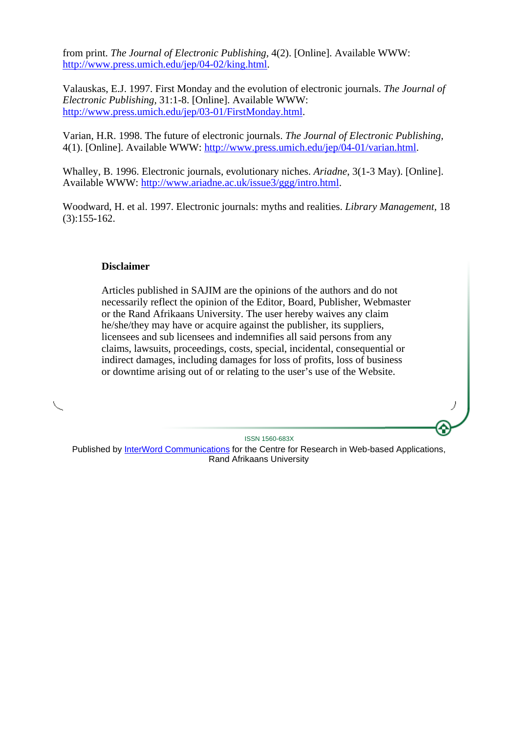from print. *The Journal of Electronic Publishing*, 4(2). [Online]. Available WWW: http://www.press.umich.edu/jep/04-02/king.html.

Valauskas, E.J. 1997. First Monday and the evolution of electronic journals. *The Journal of Electronic Publishing*, 31:1-8. [Online]. Available WWW: http://www.press.umich.edu/jep/03-01/FirstMonday.html.

Varian, H.R. 1998. The future of electronic journals. *The Journal of Electronic Publishing*, 4(1). [Online]. Available WWW: http://www.press.umich.edu/jep/04-01/varian.html.

Whalley, B. 1996. Electronic journals, evolutionary niches. *Ariadne*, 3(1-3 May). [Online]. Available WWW: http://www.ariadne.ac.uk/issue3/ggg/intro.html.

Woodward, H. et al. 1997. Electronic journals: myths and realities. *Library Management*, 18 (3):155-162.

**Disclaimer**

Articles published in SAJIM are the opinions of the authors and do not necessarily reflect the opinion of the Editor, Board, Publisher, Webmaster or the Rand Afrikaans University. The user hereby waives any claim he/she/they may have or acquire against the publisher, its suppliers, licensees and sub licensees and indemnifies all said persons from any claims, lawsuits, proceedings, costs, special, incidental, consequential or indirect damages, including damages for loss of profits, loss of business or downtime arising out of or relating to the user's use of the Website.

ISSN 1560-683X

Published by InterWord Communications for the Centre for Research in Web-based Applications, Rand Afrikaans University